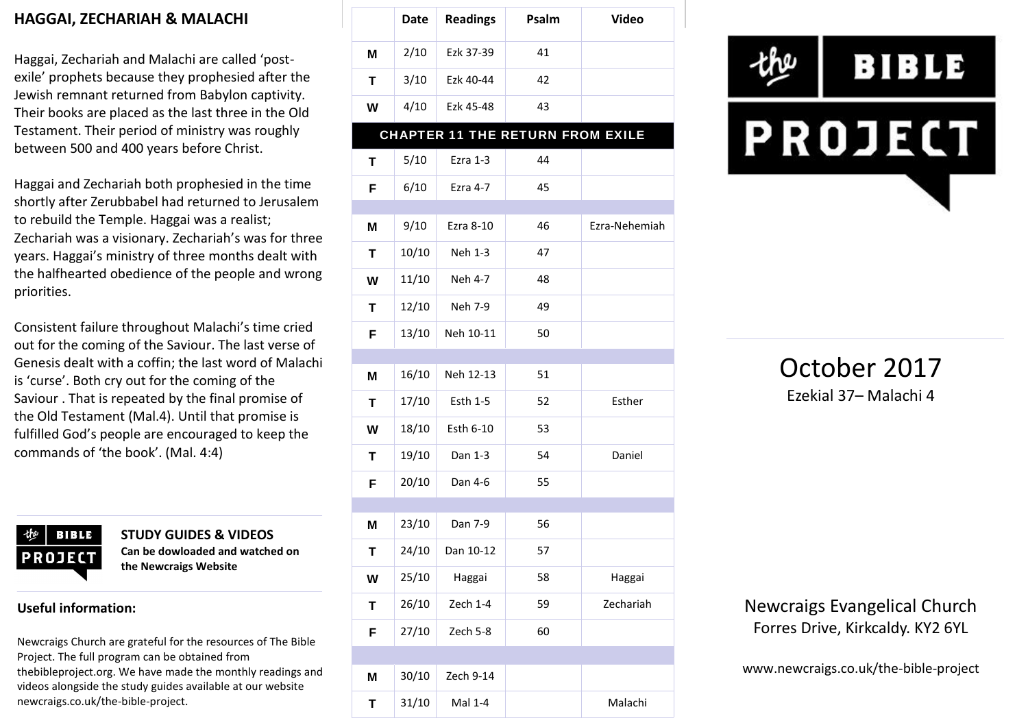## HAGGAI, ZECHARIAH & MALACHI

Haggai, Zechariah and Malachi are called 'post-exile' prophets because they prophesied after the Jewish remnant returned from Babylon captivity. Their books are placed as the last three in the Old Testament. Their period of ministry was roughly between 500 and 400 years before Christ.

Haggai and Zechariah both prophesied in the time shortly after Zerubbabel had returned to Jerusalem to rebuild the Temple. Haggai was a realist; Zechariah was a visionary. Zechariah's was for three years. Haggai's ministry of three months dealt with the halfhearted obedience of the people and wrong priorities.

Consistent failure throughout Malachi's time cried out for the coming of the Saviour. The last verse of Genesis dealt with a coffin; the last word of Malachi is 'curse'. Both cry out for the coming of the Saviour . That is repeated by the final promise of the Old Testament (Mal.4). Until that promise is fulfilled God's people are encouraged to keep the commands of 'the book'. (Mal. 4:4)

**STUDY GUIDES & VIDEOS**
**Can be dowloaded and watched on the Newcraigs Website**

**Useful information:**

Newcraigs Church are grateful for the resources of The Bible Project. The full program can be obtained from thebibleproject.org. We have made the monthly readings and videos alongside the study guides available at our website newcraigs.co.uk/the-bible-project.

| | Date | Readings | Psalm | Video |
|---|---|---|---|---|
| M | 2/10 | Ezk 37-39 | 41 | |
| T | 3/10 | Ezk 40-44 | 42 | |
| W | 4/10 | Ezk 45-48 | 43 | |
| **CHAPTER 11 THE RETURN FROM EXILE** | | | | |
| T | 5/10 | Ezra 1-3 | 44 | |
| F | 6/10 | Ezra 4-7 | 45 | |
| | | | | |
| M | 9/10 | Ezra 8-10 | 46 | Ezra-Nehemiah |
| T | 10/10 | Neh 1-3 | 47 | |
| W | 11/10 | Neh 4-7 | 48 | |
| T | 12/10 | Neh 7-9 | 49 | |
| F | 13/10 | Neh 10-11 | 50 | |
| | | | | |
| M | 16/10 | Neh 12-13 | 51 | |
| T | 17/10 | Esth 1-5 | 52 | Esther |
| W | 18/10 | Esth 6-10 | 53 | |
| T | 19/10 | Dan 1-3 | 54 | Daniel |
| F | 20/10 | Dan 4-6 | 55 | |
| | | | | |
| M | 23/10 | Dan 7-9 | 56 | |
| T | 24/10 | Dan 10-12 | 57 | |
| W | 25/10 | Haggai | 58 | Haggai |
| T | 26/10 | Zech 1-4 | 59 | Zechariah |
| F | 27/10 | Zech 5-8 | 60 | |
| | | | | |
| M | 30/10 | Zech 9-14 | | |
| T | 31/10 | Mal 1-4 | | Malachi |

the BIBLE PROJECT

# October 2017

Ezekial 37– Malachi 4

Newcraigs Evangelical Church
Forres Drive, Kirkcaldy. KY2 6YL

www.newcraigs.co.uk/the-bible-project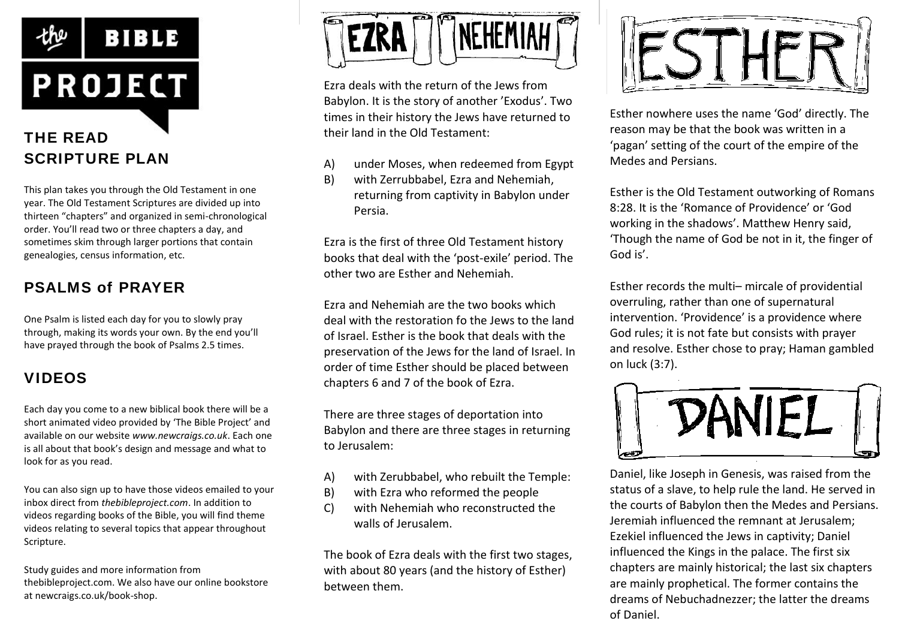# the BIBLE PROJECT

## THE READ SCRIPTURE PLAN

This plan takes you through the Old Testament in one year. The Old Testament Scriptures are divided up into thirteen "chapters" and organized in semi-chronological order. You'll read two or three chapters a day, and sometimes skim through larger portions that contain genealogies, census information, etc.

## PSALMS of PRAYER

One Psalm is listed each day for you to slowly pray through, making its words your own. By the end you'll have prayed through the book of Psalms 2.5 times.

## VIDEOS

Each day you come to a new biblical book there will be a short animated video provided by 'The Bible Project' and available on our website *www.newcraigs.co.uk*. Each one is all about that book's design and message and what to look for as you read.

You can also sign up to have those videos emailed to your inbox direct from *thebibleproject.com*. In addition to videos regarding books of the Bible, you will find theme videos relating to several topics that appear throughout Scripture.

Study guides and more information from thebibleproject.com. We also have our online bookstore at newcraigs.co.uk/book-shop.

## EZRA | NEHEMIAH

Ezra deals with the return of the Jews from Babylon. It is the story of another 'Exodus'. Two times in their history the Jews have returned to their land in the Old Testament:

A) under Moses, when redeemed from Egypt
B) with Zerrubbabel, Ezra and Nehemiah, returning from captivity in Babylon under Persia.

Ezra is the first of three Old Testament history books that deal with the 'post-exile' period. The other two are Esther and Nehemiah.

Ezra and Nehemiah are the two books which deal with the restoration fo the Jews to the land of Israel. Esther is the book that deals with the preservation of the Jews for the land of Israel. In order of time Esther should be placed between chapters 6 and 7 of the book of Ezra.

There are three stages of deportation into Babylon and there are three stages in returning to Jerusalem:

A) with Zerubbabel, who rebuilt the Temple:
B) with Ezra who reformed the people
C) with Nehemiah who reconstructed the walls of Jerusalem.

The book of Ezra deals with the first two stages, with about 80 years (and the history of Esther) between them.

## ESTHER

Esther nowhere uses the name 'God' directly. The reason may be that the book was written in a 'pagan' setting of the court of the empire of the Medes and Persians.

Esther is the Old Testament outworking of Romans 8:28. It is the 'Romance of Providence' or 'God working in the shadows'. Matthew Henry said, 'Though the name of God be not in it, the finger of God is'.

Esther records the multi– mircale of providential overruling, rather than one of supernatural intervention. 'Providence' is a providence where God rules; it is not fate but consists with prayer and resolve. Esther chose to pray; Haman gambled on luck (3:7).

## DANIEL

Daniel, like Joseph in Genesis, was raised from the status of a slave, to help rule the land. He served in the courts of Babylon then the Medes and Persians. Jeremiah influenced the remnant at Jerusalem; Ezekiel influenced the Jews in captivity; Daniel influenced the Kings in the palace. The first six chapters are mainly historical; the last six chapters are mainly prophetical. The former contains the dreams of Nebuchadnezzer; the latter the dreams of Daniel.